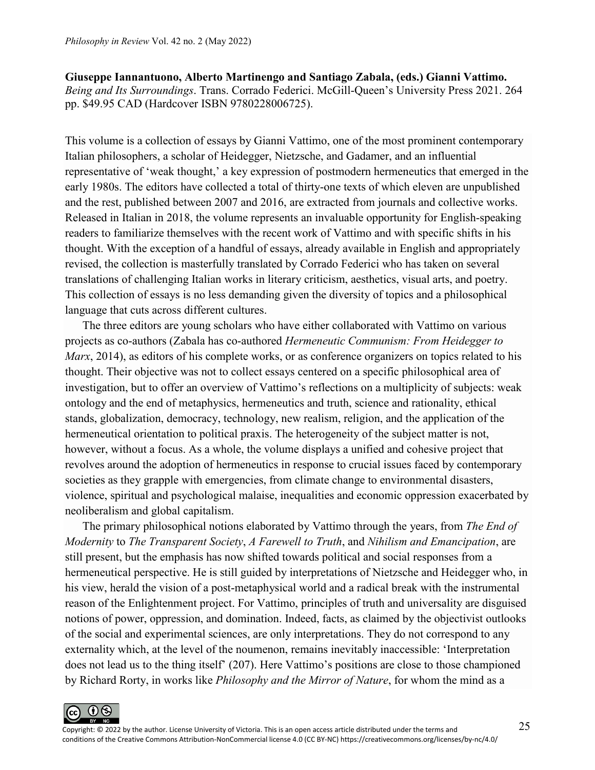**Giuseppe Iannantuono, Alberto Martinengo and Santiago Zabala, (eds.) Gianni Vattimo.** *Being and Its Surroundings*. Trans. Corrado Federici. McGill-Queen's University Press 2021. 264 pp. $49.95 CAD (Hardcover ISBN 9780228006725).

This volume is a collection of essays by Gianni Vattimo, one of the most prominent contemporary Italian philosophers, a scholar of Heidegger, Nietzsche, and Gadamer, and an influential representative of 'weak thought,' a key expression of postmodern hermeneutics that emerged in the early 1980s. The editors have collected a total of thirty-one texts of which eleven are unpublished and the rest, published between 2007 and 2016, are extracted from journals and collective works. Released in Italian in 2018, the volume represents an invaluable opportunity for English-speaking readers to familiarize themselves with the recent work of Vattimo and with specific shifts in his thought. With the exception of a handful of essays, already available in English and appropriately revised, the collection is masterfully translated by Corrado Federici who has taken on several translations of challenging Italian works in literary criticism, aesthetics, visual arts, and poetry. This collection of essays is no less demanding given the diversity of topics and a philosophical language that cuts across different cultures.

The three editors are young scholars who have either collaborated with Vattimo on various projects as co-authors (Zabala has co-authored *Hermeneutic Communism: From Heidegger to Marx*, 2014), as editors of his complete works, or as conference organizers on topics related to his thought. Their objective was not to collect essays centered on a specific philosophical area of investigation, but to offer an overview of Vattimo's reflections on a multiplicity of subjects: weak ontology and the end of metaphysics, hermeneutics and truth, science and rationality, ethical stands, globalization, democracy, technology, new realism, religion, and the application of the hermeneutical orientation to political praxis. The heterogeneity of the subject matter is not, however, without a focus. As a whole, the volume displays a unified and cohesive project that revolves around the adoption of hermeneutics in response to crucial issues faced by contemporary societies as they grapple with emergencies, from climate change to environmental disasters, violence, spiritual and psychological malaise, inequalities and economic oppression exacerbated by neoliberalism and global capitalism.

The primary philosophical notions elaborated by Vattimo through the years, from *The End of Modernity* to *The Transparent Society*, *A Farewell to Truth*, and *Nihilism and Emancipation*, are still present, but the emphasis has now shifted towards political and social responses from a hermeneutical perspective. He is still guided by interpretations of Nietzsche and Heidegger who, in his view, herald the vision of a post-metaphysical world and a radical break with the instrumental reason of the Enlightenment project. For Vattimo, principles of truth and universality are disguised notions of power, oppression, and domination. Indeed, facts, as claimed by the objectivist outlooks of the social and experimental sciences, are only interpretations. They do not correspond to any externality which, at the level of the noumenon, remains inevitably inaccessible: 'Interpretation does not lead us to the thing itself' (207). Here Vattimo's positions are close to those championed by Richard Rorty, in works like *Philosophy and the Mirror of Nature*, for whom the mind as a

Copyright: © 2022 by the author. License University of Victoria. This is an open access article distributed under the terms and conditions of the Creative Commons Attribution-NonCommercial license 4.0 (CC BY-NC) https://creativecommons.org/licenses/by-nc/4.0/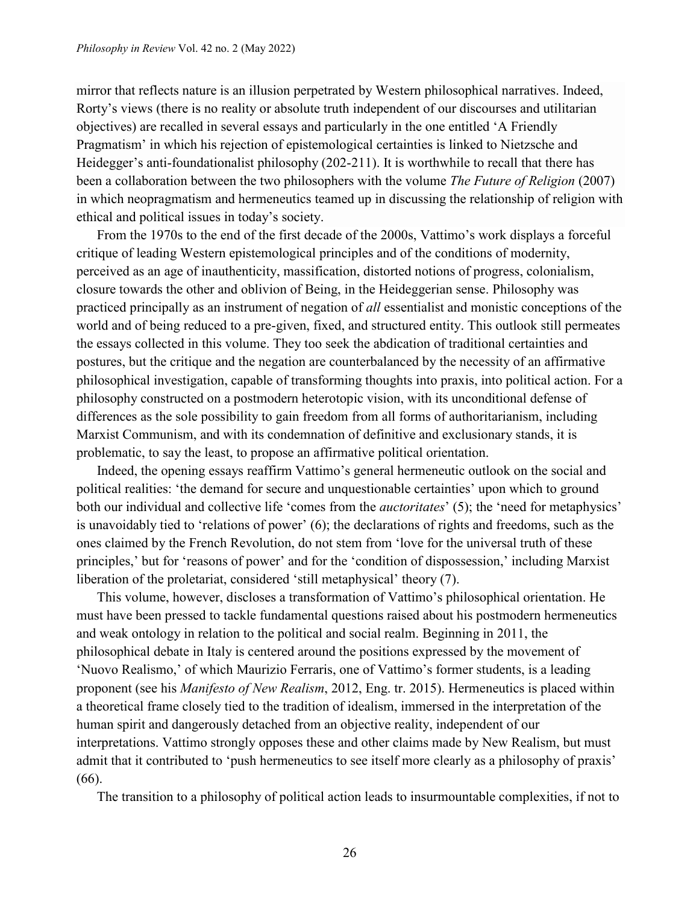mirror that reflects nature is an illusion perpetrated by Western philosophical narratives. Indeed, Rorty's views (there is no reality or absolute truth independent of our discourses and utilitarian objectives) are recalled in several essays and particularly in the one entitled 'A Friendly Pragmatism' in which his rejection of epistemological certainties is linked to Nietzsche and Heidegger's anti-foundationalist philosophy (202-211). It is worthwhile to recall that there has been a collaboration between the two philosophers with the volume *The Future of Religion* (2007) in which neopragmatism and hermeneutics teamed up in discussing the relationship of religion with ethical and political issues in today's society.

From the 1970s to the end of the first decade of the 2000s, Vattimo's work displays a forceful critique of leading Western epistemological principles and of the conditions of modernity, perceived as an age of inauthenticity, massification, distorted notions of progress, colonialism, closure towards the other and oblivion of Being, in the Heideggerian sense. Philosophy was practiced principally as an instrument of negation of *all* essentialist and monistic conceptions of the world and of being reduced to a pre-given, fixed, and structured entity. This outlook still permeates the essays collected in this volume. They too seek the abdication of traditional certainties and postures, but the critique and the negation are counterbalanced by the necessity of an affirmative philosophical investigation, capable of transforming thoughts into praxis, into political action. For a philosophy constructed on a postmodern heterotopic vision, with its unconditional defense of differences as the sole possibility to gain freedom from all forms of authoritarianism, including Marxist Communism, and with its condemnation of definitive and exclusionary stands, it is problematic, to say the least, to propose an affirmative political orientation.

Indeed, the opening essays reaffirm Vattimo's general hermeneutic outlook on the social and political realities: 'the demand for secure and unquestionable certainties' upon which to ground both our individual and collective life 'comes from the *auctoritates*' (5); the 'need for metaphysics' is unavoidably tied to 'relations of power' (6); the declarations of rights and freedoms, such as the ones claimed by the French Revolution, do not stem from 'love for the universal truth of these principles,' but for 'reasons of power' and for the 'condition of dispossession,' including Marxist liberation of the proletariat, considered 'still metaphysical' theory (7).

This volume, however, discloses a transformation of Vattimo's philosophical orientation. He must have been pressed to tackle fundamental questions raised about his postmodern hermeneutics and weak ontology in relation to the political and social realm. Beginning in 2011, the philosophical debate in Italy is centered around the positions expressed by the movement of 'Nuovo Realismo,' of which Maurizio Ferraris, one of Vattimo's former students, is a leading proponent (see his *Manifesto of New Realism*, 2012, Eng. tr. 2015). Hermeneutics is placed within a theoretical frame closely tied to the tradition of idealism, immersed in the interpretation of the human spirit and dangerously detached from an objective reality, independent of our interpretations. Vattimo strongly opposes these and other claims made by New Realism, but must admit that it contributed to 'push hermeneutics to see itself more clearly as a philosophy of praxis' (66).

The transition to a philosophy of political action leads to insurmountable complexities, if not to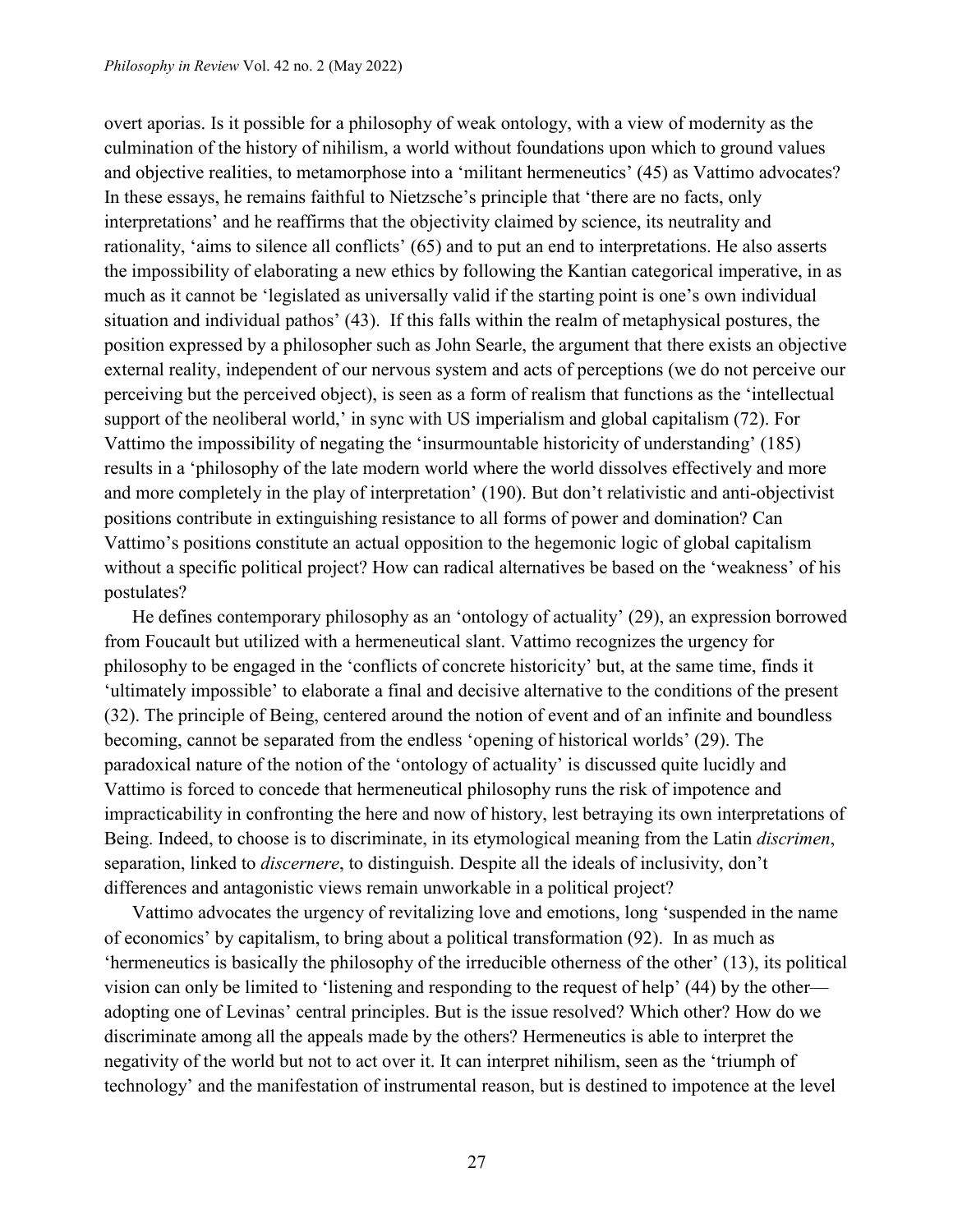overt aporias. Is it possible for a philosophy of weak ontology, with a view of modernity as the culmination of the history of nihilism, a world without foundations upon which to ground values and objective realities, to metamorphose into a 'militant hermeneutics' (45) as Vattimo advocates? In these essays, he remains faithful to Nietzsche's principle that 'there are no facts, only interpretations' and he reaffirms that the objectivity claimed by science, its neutrality and rationality, 'aims to silence all conflicts' (65) and to put an end to interpretations. He also asserts the impossibility of elaborating a new ethics by following the Kantian categorical imperative, in as much as it cannot be 'legislated as universally valid if the starting point is one's own individual situation and individual pathos' (43). If this falls within the realm of metaphysical postures, the position expressed by a philosopher such as John Searle, the argument that there exists an objective external reality, independent of our nervous system and acts of perceptions (we do not perceive our perceiving but the perceived object), is seen as a form of realism that functions as the 'intellectual support of the neoliberal world,' in sync with US imperialism and global capitalism (72). For Vattimo the impossibility of negating the 'insurmountable historicity of understanding' (185) results in a 'philosophy of the late modern world where the world dissolves effectively and more and more completely in the play of interpretation' (190). But don't relativistic and anti-objectivist positions contribute in extinguishing resistance to all forms of power and domination? Can Vattimo's positions constitute an actual opposition to the hegemonic logic of global capitalism without a specific political project? How can radical alternatives be based on the 'weakness' of his postulates?

He defines contemporary philosophy as an 'ontology of actuality' (29), an expression borrowed from Foucault but utilized with a hermeneutical slant. Vattimo recognizes the urgency for philosophy to be engaged in the 'conflicts of concrete historicity' but, at the same time, finds it 'ultimately impossible' to elaborate a final and decisive alternative to the conditions of the present (32). The principle of Being, centered around the notion of event and of an infinite and boundless becoming, cannot be separated from the endless 'opening of historical worlds' (29). The paradoxical nature of the notion of the 'ontology of actuality' is discussed quite lucidly and Vattimo is forced to concede that hermeneutical philosophy runs the risk of impotence and impracticability in confronting the here and now of history, lest betraying its own interpretations of Being. Indeed, to choose is to discriminate, in its etymological meaning from the Latin *discrimen*, separation, linked to *discernere*, to distinguish. Despite all the ideals of inclusivity, don't differences and antagonistic views remain unworkable in a political project?

Vattimo advocates the urgency of revitalizing love and emotions, long 'suspended in the name of economics' by capitalism, to bring about a political transformation (92). In as much as 'hermeneutics is basically the philosophy of the irreducible otherness of the other' (13), its political vision can only be limited to 'listening and responding to the request of help' (44) by the other—adopting one of Levinas' central principles. But is the issue resolved? Which other? How do we discriminate among all the appeals made by the others? Hermeneutics is able to interpret the negativity of the world but not to act over it. It can interpret nihilism, seen as the 'triumph of technology' and the manifestation of instrumental reason, but is destined to impotence at the level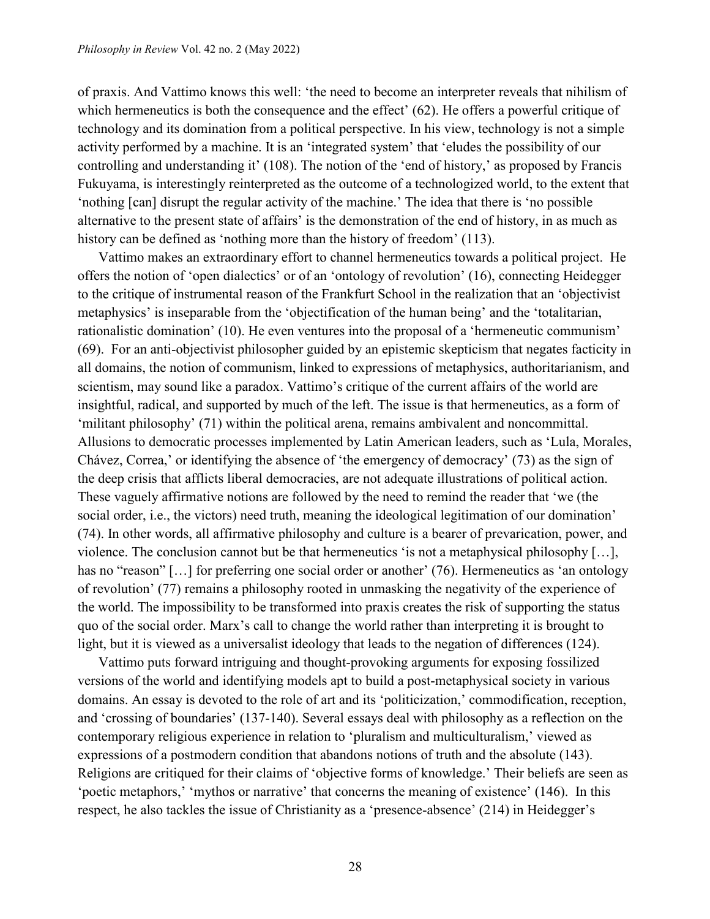of praxis. And Vattimo knows this well: 'the need to become an interpreter reveals that nihilism of which hermeneutics is both the consequence and the effect' (62). He offers a powerful critique of technology and its domination from a political perspective. In his view, technology is not a simple activity performed by a machine. It is an 'integrated system' that 'eludes the possibility of our controlling and understanding it' (108). The notion of the 'end of history,' as proposed by Francis Fukuyama, is interestingly reinterpreted as the outcome of a technologized world, to the extent that 'nothing [can] disrupt the regular activity of the machine.' The idea that there is 'no possible alternative to the present state of affairs' is the demonstration of the end of history, in as much as history can be defined as 'nothing more than the history of freedom' (113).

Vattimo makes an extraordinary effort to channel hermeneutics towards a political project. He offers the notion of 'open dialectics' or of an 'ontology of revolution' (16), connecting Heidegger to the critique of instrumental reason of the Frankfurt School in the realization that an 'objectivist metaphysics' is inseparable from the 'objectification of the human being' and the 'totalitarian, rationalistic domination' (10). He even ventures into the proposal of a 'hermeneutic communism' (69). For an anti-objectivist philosopher guided by an epistemic skepticism that negates facticity in all domains, the notion of communism, linked to expressions of metaphysics, authoritarianism, and scientism, may sound like a paradox. Vattimo's critique of the current affairs of the world are insightful, radical, and supported by much of the left. The issue is that hermeneutics, as a form of 'militant philosophy' (71) within the political arena, remains ambivalent and noncommittal. Allusions to democratic processes implemented by Latin American leaders, such as 'Lula, Morales, Chávez, Correa,' or identifying the absence of 'the emergency of democracy' (73) as the sign of the deep crisis that afflicts liberal democracies, are not adequate illustrations of political action. These vaguely affirmative notions are followed by the need to remind the reader that 'we (the social order, i.e., the victors) need truth, meaning the ideological legitimation of our domination' (74). In other words, all affirmative philosophy and culture is a bearer of prevarication, power, and violence. The conclusion cannot but be that hermeneutics 'is not a metaphysical philosophy […], has no "reason" […] for preferring one social order or another' (76). Hermeneutics as 'an ontology of revolution' (77) remains a philosophy rooted in unmasking the negativity of the experience of the world. The impossibility to be transformed into praxis creates the risk of supporting the status quo of the social order. Marx's call to change the world rather than interpreting it is brought to light, but it is viewed as a universalist ideology that leads to the negation of differences (124).

Vattimo puts forward intriguing and thought-provoking arguments for exposing fossilized versions of the world and identifying models apt to build a post-metaphysical society in various domains. An essay is devoted to the role of art and its 'politicization,' commodification, reception, and 'crossing of boundaries' (137-140). Several essays deal with philosophy as a reflection on the contemporary religious experience in relation to 'pluralism and multiculturalism,' viewed as expressions of a postmodern condition that abandons notions of truth and the absolute (143). Religions are critiqued for their claims of 'objective forms of knowledge.' Their beliefs are seen as 'poetic metaphors,' 'mythos or narrative' that concerns the meaning of existence' (146). In this respect, he also tackles the issue of Christianity as a 'presence-absence' (214) in Heidegger's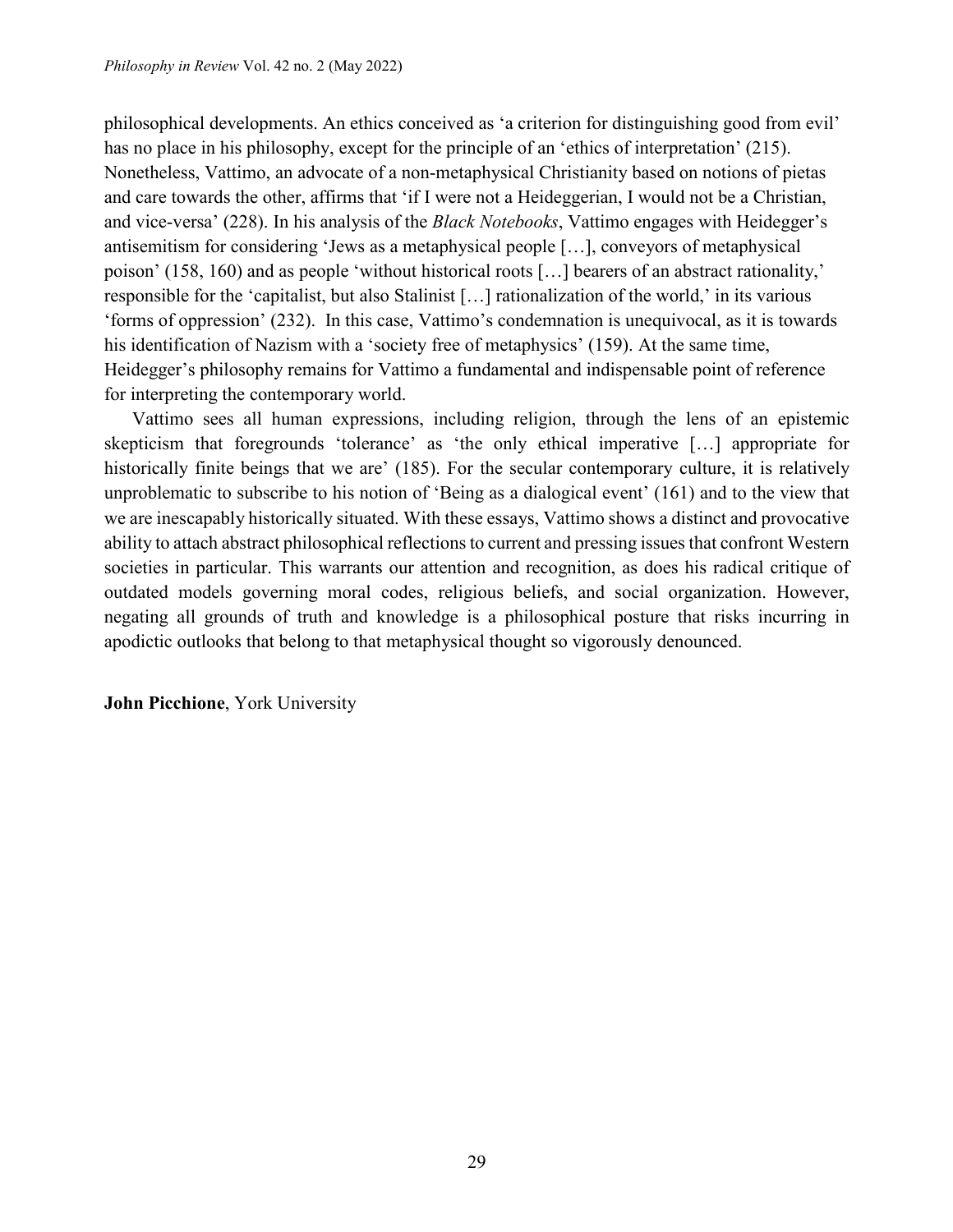philosophical developments. An ethics conceived as 'a criterion for distinguishing good from evil' has no place in his philosophy, except for the principle of an 'ethics of interpretation' (215). Nonetheless, Vattimo, an advocate of a non-metaphysical Christianity based on notions of pietas and care towards the other, affirms that 'if I were not a Heideggerian, I would not be a Christian, and vice-versa' (228). In his analysis of the *Black Notebooks*, Vattimo engages with Heidegger's antisemitism for considering 'Jews as a metaphysical people […], conveyors of metaphysical poison' (158, 160) and as people 'without historical roots […] bearers of an abstract rationality,' responsible for the 'capitalist, but also Stalinist […] rationalization of the world,' in its various 'forms of oppression' (232). In this case, Vattimo's condemnation is unequivocal, as it is towards his identification of Nazism with a 'society free of metaphysics' (159). At the same time, Heidegger's philosophy remains for Vattimo a fundamental and indispensable point of reference for interpreting the contemporary world.

Vattimo sees all human expressions, including religion, through the lens of an epistemic skepticism that foregrounds 'tolerance' as 'the only ethical imperative […] appropriate for historically finite beings that we are' (185). For the secular contemporary culture, it is relatively unproblematic to subscribe to his notion of 'Being as a dialogical event' (161) and to the view that we are inescapably historically situated. With these essays, Vattimo shows a distinct and provocative ability to attach abstract philosophical reflections to current and pressing issues that confront Western societies in particular. This warrants our attention and recognition, as does his radical critique of outdated models governing moral codes, religious beliefs, and social organization. However, negating all grounds of truth and knowledge is a philosophical posture that risks incurring in apodictic outlooks that belong to that metaphysical thought so vigorously denounced.

**John Picchione**, York University